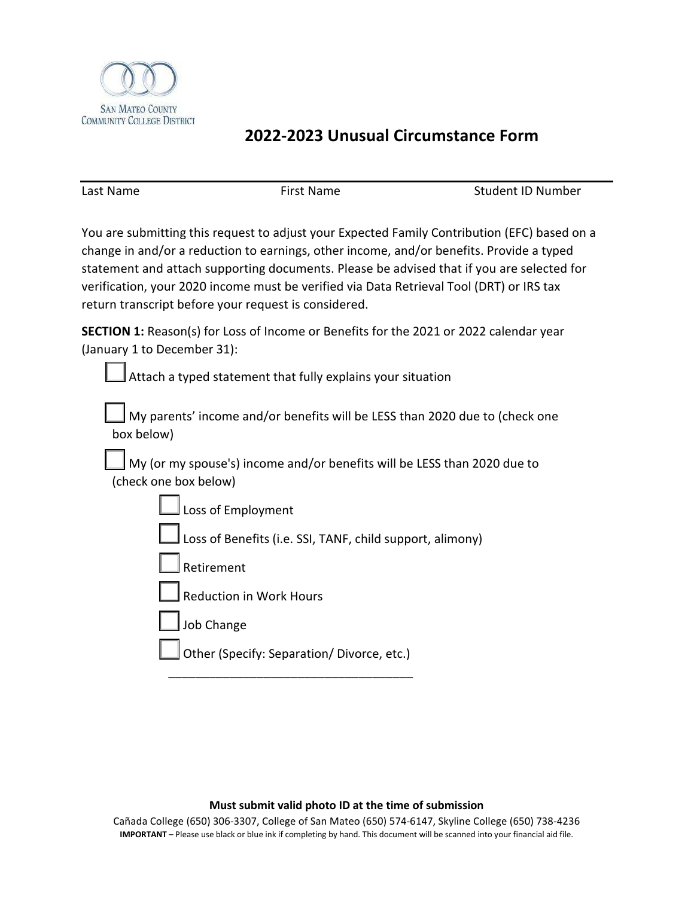San Mateo County Community College District

# 2022-2023 Unusual Circumstance Form

| Last Name | First Name | Student ID Number |
|---|---|---|

You are submitting this request to adjust your Expected Family Contribution (EFC) based on a change in and/or a reduction to earnings, other income, and/or benefits. Provide a typed statement and attach supporting documents. Please be advised that if you are selected for verification, your 2020 income must be verified via Data Retrieval Tool (DRT) or IRS tax return transcript before your request is considered.

**SECTION 1:** Reason(s) for Loss of Income or Benefits for the 2021 or 2022 calendar year (January 1 to December 31):

- ☐ Attach a typed statement that fully explains your situation
- ☐ My parents' income and/or benefits will be LESS than 2020 due to (check one box below)
- ☐ My (or my spouse's) income and/or benefits will be LESS than 2020 due to (check one box below)
  - ☐ Loss of Employment
  - ☐ Loss of Benefits (i.e. SSI, TANF, child support, alimony)
  - ☐ Retirement
  - ☐ Reduction in Work Hours
  - ☐ Job Change
  - ☐ Other (Specify: Separation/ Divorce, etc.)

    ____________________________________

**Must submit valid photo ID at the time of submission**

Cañada College (650) 306-3307, College of San Mateo (650) 574-6147, Skyline College (650) 738-4236

**IMPORTANT** – Please use black or blue ink if completing by hand. This document will be scanned into your financial aid file.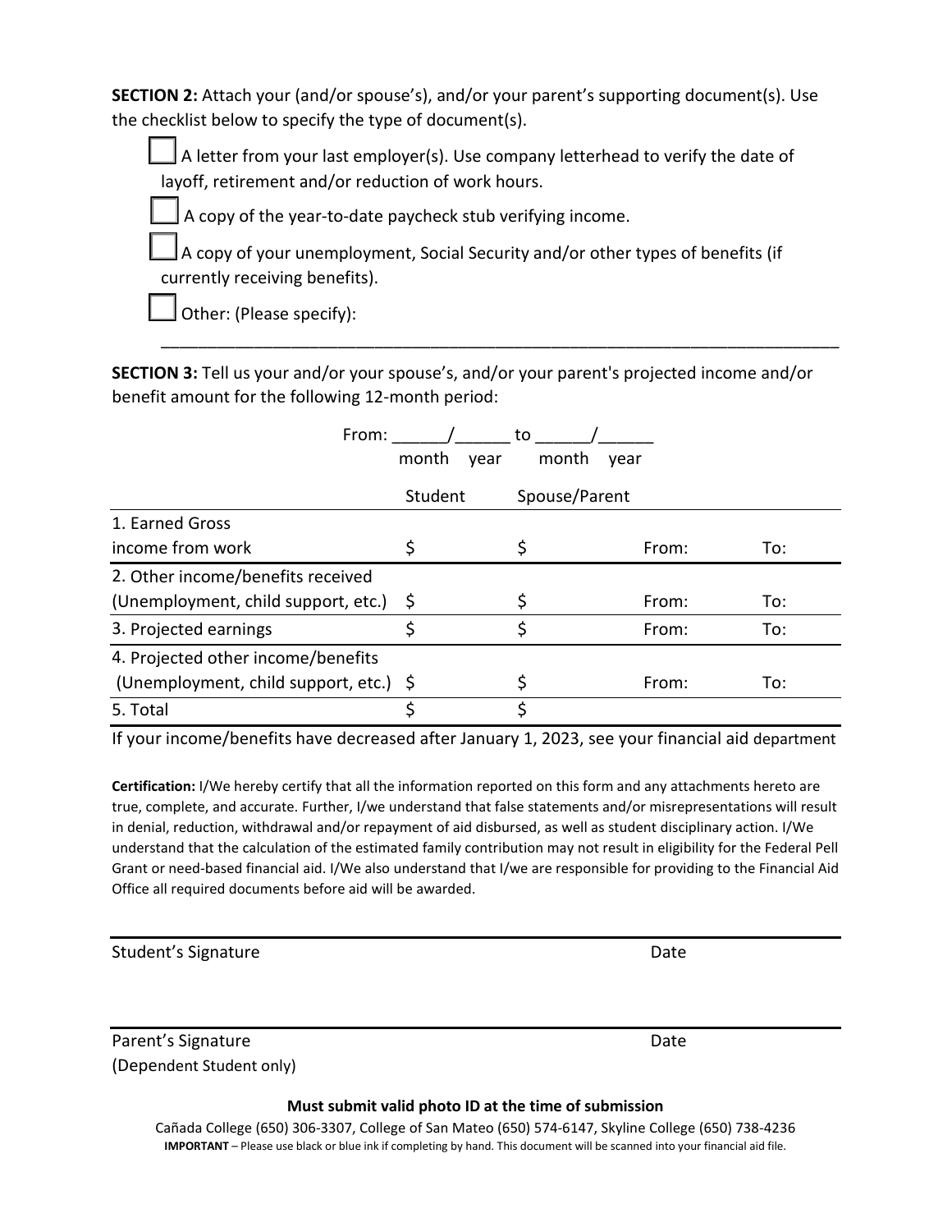**SECTION 2:** Attach your (and/or spouse's), and/or your parent's supporting document(s). Use the checklist below to specify the type of document(s).

- ☐ A letter from your last employer(s). Use company letterhead to verify the date of layoff, retirement and/or reduction of work hours.
- ☐ A copy of the year-to-date paycheck stub verifying income.
- ☐ A copy of your unemployment, Social Security and/or other types of benefits (if currently receiving benefits).
- ☐ Other: (Please specify):

\_\_\_\_\_\_\_\_\_\_\_\_\_\_\_\_\_\_\_\_\_\_\_\_\_\_\_\_\_\_\_\_\_\_\_\_\_\_\_\_\_\_\_\_\_\_\_\_\_\_\_\_\_\_\_\_\_\_\_\_\_\_\_\_\_\_\_\_\_\_

**SECTION 3:** Tell us your and/or your spouse's, and/or your parent's projected income and/or benefit amount for the following 12-month period:

From: \_\_\_\_\_\_/\_\_\_\_\_\_ to \_\_\_\_\_\_/\_\_\_\_\_\_
month year month year

| | Student | Spouse/Parent | | |
|---|---|---|---|---|
| 1. Earned Gross income from work | $ | $ | From: | To: |
| 2. Other income/benefits received (Unemployment, child support, etc.) | $ | $ | From: | To: |
| 3. Projected earnings | $ | $ | From: | To: |
| 4. Projected other income/benefits (Unemployment, child support, etc.) | $ | $ | From: | To: |
| 5. Total | $ | $ | | |

If your income/benefits have decreased after January 1, 2023, see your financial aid department

**Certification:** I/We hereby certify that all the information reported on this form and any attachments hereto are true, complete, and accurate. Further, I/we understand that false statements and/or misrepresentations will result in denial, reduction, withdrawal and/or repayment of aid disbursed, as well as student disciplinary action. I/We understand that the calculation of the estimated family contribution may not result in eligibility for the Federal Pell Grant or need-based financial aid. I/We also understand that I/we are responsible for providing to the Financial Aid Office all required documents before aid will be awarded.

\_\_\_\_\_\_\_\_\_\_\_\_\_\_\_\_\_\_\_\_\_\_\_\_\_\_\_\_\_\_\_\_\_\_\_\_\_\_\_\_\_\_\_\_\_\_\_\_\_\_\_\_\_\_\_\_\_\_\_\_\_\_\_\_\_\_\_\_\_\_

Student's Signature Date

\_\_\_\_\_\_\_\_\_\_\_\_\_\_\_\_\_\_\_\_\_\_\_\_\_\_\_\_\_\_\_\_\_\_\_\_\_\_\_\_\_\_\_\_\_\_\_\_\_\_\_\_\_\_\_\_\_\_\_\_\_\_\_\_\_\_\_\_\_\_

Parent's Signature Date
(Dependent Student only)

**Must submit valid photo ID at the time of submission**

Cañada College (650) 306-3307, College of San Mateo (650) 574-6147, Skyline College (650) 738-4236

**IMPORTANT** – Please use black or blue ink if completing by hand. This document will be scanned into your financial aid file.